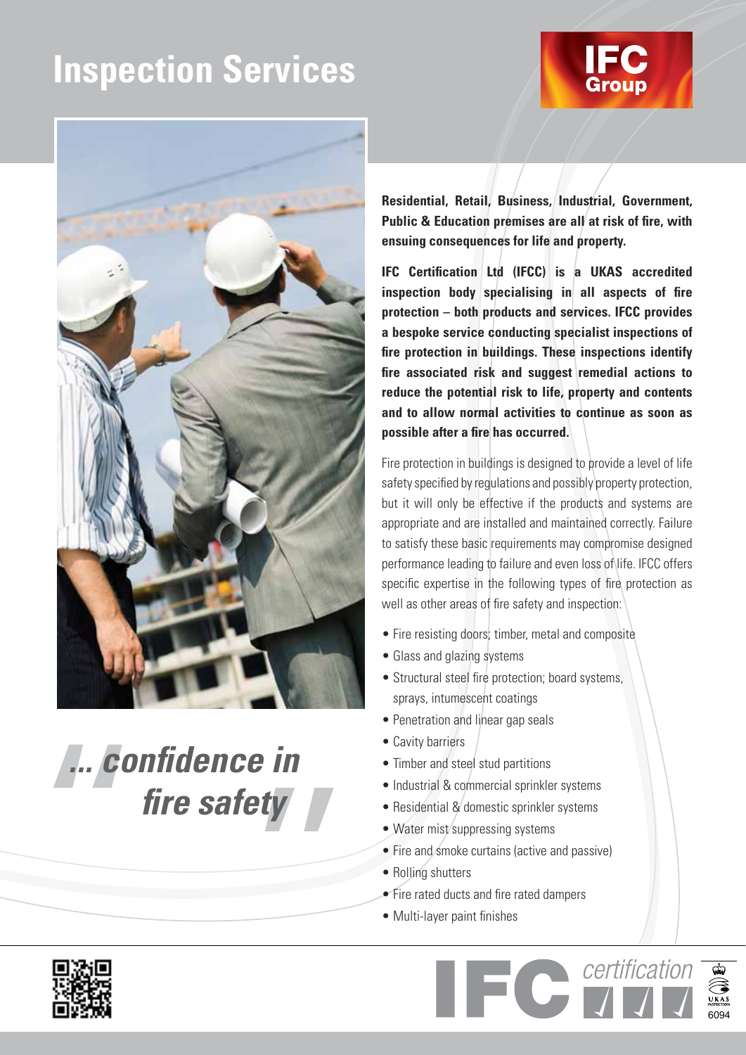# Inspection Services

IFC Group

*"... confidence in fire safety"*

**Residential, Retail, Business, Industrial, Government, Public & Education premises are all at risk of fire, with ensuing consequences for life and property.**

**IFC Certification Ltd (IFCC) is a UKAS accredited inspection body specialising in all aspects of fire protection – both products and services. IFCC provides a bespoke service conducting specialist inspections of fire protection in buildings. These inspections identify fire associated risk and suggest remedial actions to reduce the potential risk to life, property and contents and to allow normal activities to continue as soon as possible after a fire has occurred.**

Fire protection in buildings is designed to provide a level of life safety specified by regulations and possibly property protection, but it will only be effective if the products and systems are appropriate and are installed and maintained correctly. Failure to satisfy these basic requirements may compromise designed performance leading to failure and even loss of life. IFCC offers specific expertise in the following types of fire protection as well as other areas of fire safety and inspection:

- Fire resisting doors; timber, metal and composite
- Glass and glazing systems
- Structural steel fire protection; board systems, sprays, intumescent coatings
- Penetration and linear gap seals
- Cavity barriers
- Timber and steel stud partitions
- Industrial & commercial sprinkler systems
- Residential & domestic sprinkler systems
- Water mist suppressing systems
- Fire and smoke curtains (active and passive)
- Rolling shutters
- Fire rated ducts and fire rated dampers
- Multi-layer paint finishes

IFC certification

UKAS INSPECTION 6094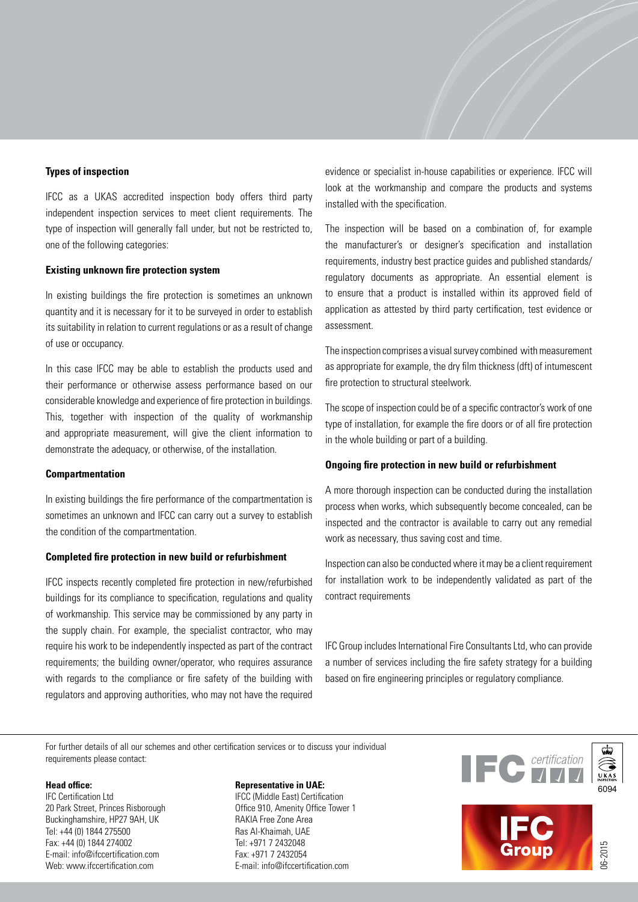### Types of inspection

IFCC as a UKAS accredited inspection body offers third party independent inspection services to meet client requirements. The type of inspection will generally fall under, but not be restricted to, one of the following categories:

### Existing unknown fire protection system

In existing buildings the fire protection is sometimes an unknown quantity and it is necessary for it to be surveyed in order to establish its suitability in relation to current regulations or as a result of change of use or occupancy.

In this case IFCC may be able to establish the products used and their performance or otherwise assess performance based on our considerable knowledge and experience of fire protection in buildings. This, together with inspection of the quality of workmanship and appropriate measurement, will give the client information to demonstrate the adequacy, or otherwise, of the installation.

### Compartmentation

In existing buildings the fire performance of the compartmentation is sometimes an unknown and IFCC can carry out a survey to establish the condition of the compartmentation.

### Completed fire protection in new build or refurbishment

IFCC inspects recently completed fire protection in new/refurbished buildings for its compliance to specification, regulations and quality of workmanship. This service may be commissioned by any party in the supply chain. For example, the specialist contractor, who may require his work to be independently inspected as part of the contract requirements; the building owner/operator, who requires assurance with regards to the compliance or fire safety of the building with regulators and approving authorities, who may not have the required evidence or specialist in-house capabilities or experience. IFCC will look at the workmanship and compare the products and systems installed with the specification.

The inspection will be based on a combination of, for example the manufacturer's or designer's specification and installation requirements, industry best practice guides and published standards/ regulatory documents as appropriate. An essential element is to ensure that a product is installed within its approved field of application as attested by third party certification, test evidence or assessment.

The inspection comprises a visual survey combined with measurement as appropriate for example, the dry film thickness (dft) of intumescent fire protection to structural steelwork.

The scope of inspection could be of a specific contractor's work of one type of installation, for example the fire doors or of all fire protection in the whole building or part of a building.

### Ongoing fire protection in new build or refurbishment

A more thorough inspection can be conducted during the installation process when works, which subsequently become concealed, can be inspected and the contractor is available to carry out any remedial work as necessary, thus saving cost and time.

Inspection can also be conducted where it may be a client requirement for installation work to be independently validated as part of the contract requirements

IFC Group includes International Fire Consultants Ltd, who can provide a number of services including the fire safety strategy for a building based on fire engineering principles or regulatory compliance.

For further details of all our schemes and other certification services or to discuss your individual requirements please contact:

**Head office:**
IFC Certification Ltd
20 Park Street, Princes Risborough
Buckinghamshire, HP27 9AH, UK
Tel: +44 (0) 1844 275500
Fax: +44 (0) 1844 274002
E-mail: info@ifccertification.com
Web: www.ifccertification.com

**Representative in UAE:**
IFCC (Middle East) Certification
Office 910, Amenity Office Tower 1
RAKIA Free Zone Area
Ras Al-Khaimah, UAE
Tel: +971 7 2432048
Fax: +971 7 2432054
E-mail: info@ifccertification.com

IFC certification

UKAS INSPECTION 6094

IFC Group

06-2015